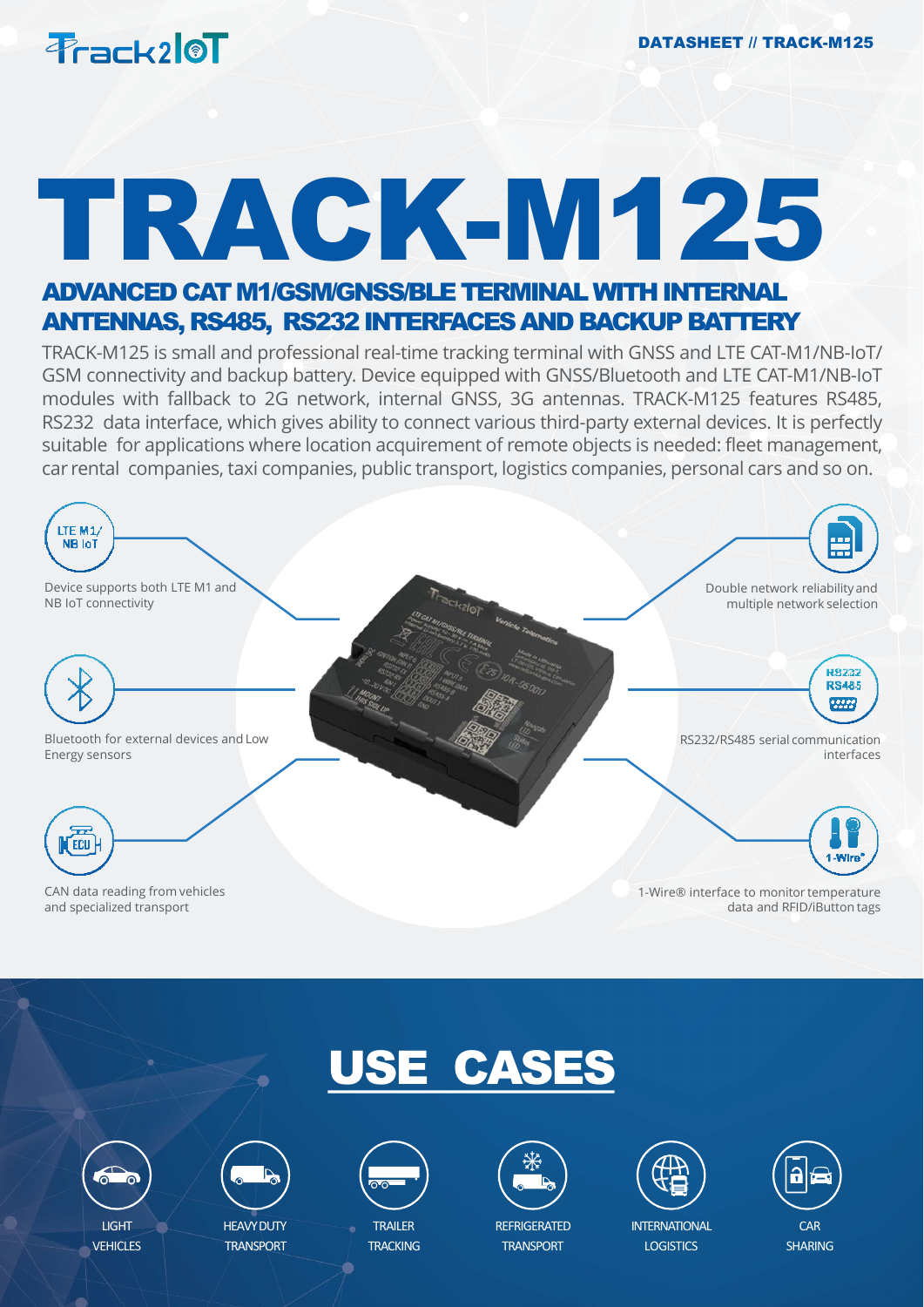Track2IoT

DATASHEET // TRACK-M125

# TRACK-M125

## ADVANCED CAT M1/GSM/GNSS/BLE TERMINAL WITH INTERNAL ANTENNAS, RS485, RS232 INTERFACES AND BACKUP BATTERY

TRACK-M125 is small and professional real-time tracking terminal with GNSS and LTE CAT-M1/NB-IoT/ GSM connectivity and backup battery. Device equipped with GNSS/Bluetooth and LTE CAT-M1/NB-IoT modules with fallback to 2G network, internal GNSS, 3G antennas. TRACK-M125 features RS485, RS232 data interface, which gives ability to connect various third-party external devices. It is perfectly suitable for applications where location acquirement of remote objects is needed: fleet management, car rental companies, taxi companies, public transport, logistics companies, personal cars and so on.

- Device supports both LTE M1 and NB IoT connectivity
- Bluetooth for external devices and Low Energy sensors
- CAN data reading from vehicles and specialized transport
- Double network reliability and multiple network selection
- RS232/RS485 serial communication interfaces
- 1-Wire® interface to monitor temperature data and RFID/iButton tags

## USE CASES

- LIGHT VEHICLES
- HEAVY DUTY TRANSPORT
- TRAILER TRACKING
- REFRIGERATED TRANSPORT
- INTERNATIONAL LOGISTICS
- CAR SHARING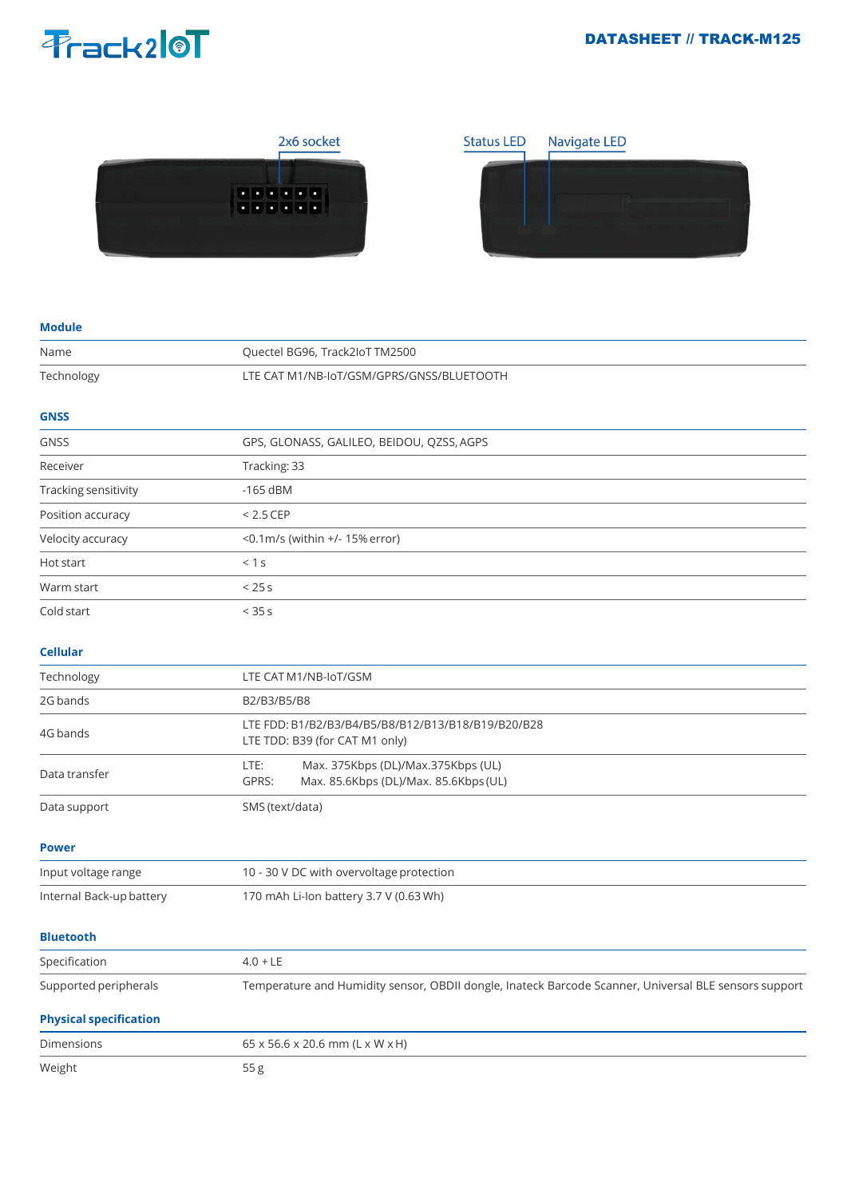2x6 socket

Status LED

Navigate LED

## Module

| | |
|---|---|
| Name | Quectel BG96, Track2IoT TM2500 |
| Technology | LTE CAT M1/NB-IoT/GSM/GPRS/GNSS/BLUETOOTH |

## GNSS

| | |
|---|---|
| GNSS | GPS, GLONASS, GALILEO, BEIDOU, QZSS, AGPS |
| Receiver | Tracking: 33 |
| Tracking sensitivity | -165 dBM |
| Position accuracy | < 2.5 CEP |
| Velocity accuracy | <0.1m/s (within +/- 15% error) |
| Hot start | < 1 s |
| Warm start | < 25 s |
| Cold start | < 35 s |

## Cellular

| | |
|---|---|
| Technology | LTE CAT M1/NB-IoT/GSM |
| 2G bands | B2/B3/B5/B8 |
| 4G bands | LTE FDD: B1/B2/B3/B4/B5/B8/B12/B13/B18/B19/B20/B28<br>LTE TDD: B39 (for CAT M1 only) |
| Data transfer | LTE: Max. 375Kbps (DL)/Max.375Kbps (UL)<br>GPRS: Max. 85.6Kbps (DL)/Max. 85.6Kbps (UL) |
| Data support | SMS (text/data) |

## Power

| | |
|---|---|
| Input voltage range | 10 - 30 V DC with overvoltage protection |
| Internal Back-up battery | 170 mAh Li-Ion battery 3.7 V (0.63 Wh) |

## Bluetooth

| | |
|---|---|
| Specification | 4.0 + LE |
| Supported peripherals | Temperature and Humidity sensor, OBDII dongle, Inateck Barcode Scanner, Universal BLE sensors support |

## Physical specification

| | |
|---|---|
| Dimensions | 65 x 56.6 x 20.6 mm (L x W x H) |
| Weight | 55 g |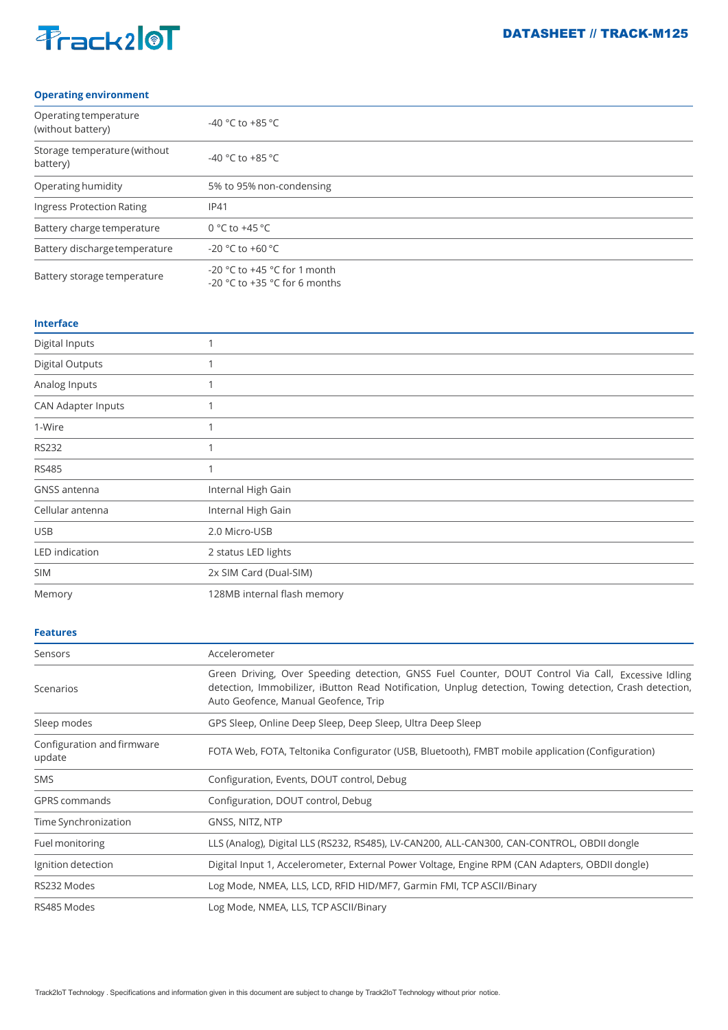### Operating environment

| | |
|---|---|
| Operating temperature (without battery) | -40 °C to +85 °C |
| Storage temperature (without battery) | -40 °C to +85 °C |
| Operating humidity | 5% to 95% non-condensing |
| Ingress Protection Rating | IP41 |
| Battery charge temperature | 0 °C to +45 °C |
| Battery discharge temperature | -20 °C to +60 °C |
| Battery storage temperature | -20 °C to +45 °C for 1 month<br>-20 °C to +35 °C for 6 months |

### Interface

| | |
|---|---|
| Digital Inputs | 1 |
| Digital Outputs | 1 |
| Analog Inputs | 1 |
| CAN Adapter Inputs | 1 |
| 1-Wire | 1 |
| RS232 | 1 |
| RS485 | 1 |
| GNSS antenna | Internal High Gain |
| Cellular antenna | Internal High Gain |
| USB | 2.0 Micro-USB |
| LED indication | 2 status LED lights |
| SIM | 2x SIM Card (Dual-SIM) |
| Memory | 128MB internal flash memory |

### Features

| | |
|---|---|
| Sensors | Accelerometer |
| Scenarios | Green Driving, Over Speeding detection, GNSS Fuel Counter, DOUT Control Via Call, Excessive Idling detection, Immobilizer, iButton Read Notification, Unplug detection, Towing detection, Crash detection, Auto Geofence, Manual Geofence, Trip |
| Sleep modes | GPS Sleep, Online Deep Sleep, Deep Sleep, Ultra Deep Sleep |
| Configuration and firmware update | FOTA Web, FOTA, Teltonika Configurator (USB, Bluetooth), FMBT mobile application (Configuration) |
| SMS | Configuration, Events, DOUT control, Debug |
| GPRS commands | Configuration, DOUT control, Debug |
| Time Synchronization | GNSS, NITZ, NTP |
| Fuel monitoring | LLS (Analog), Digital LLS (RS232, RS485), LV-CAN200, ALL-CAN300, CAN-CONTROL, OBDII dongle |
| Ignition detection | Digital Input 1, Accelerometer, External Power Voltage, Engine RPM (CAN Adapters, OBDII dongle) |
| RS232 Modes | Log Mode, NMEA, LLS, LCD, RFID HID/MF7, Garmin FMI, TCP ASCII/Binary |
| RS485 Modes | Log Mode, NMEA, LLS, TCP ASCII/Binary |

Track2IoT Technology . Specifications and information given in this document are subject to change by Track2IoT Technology without prior notice.